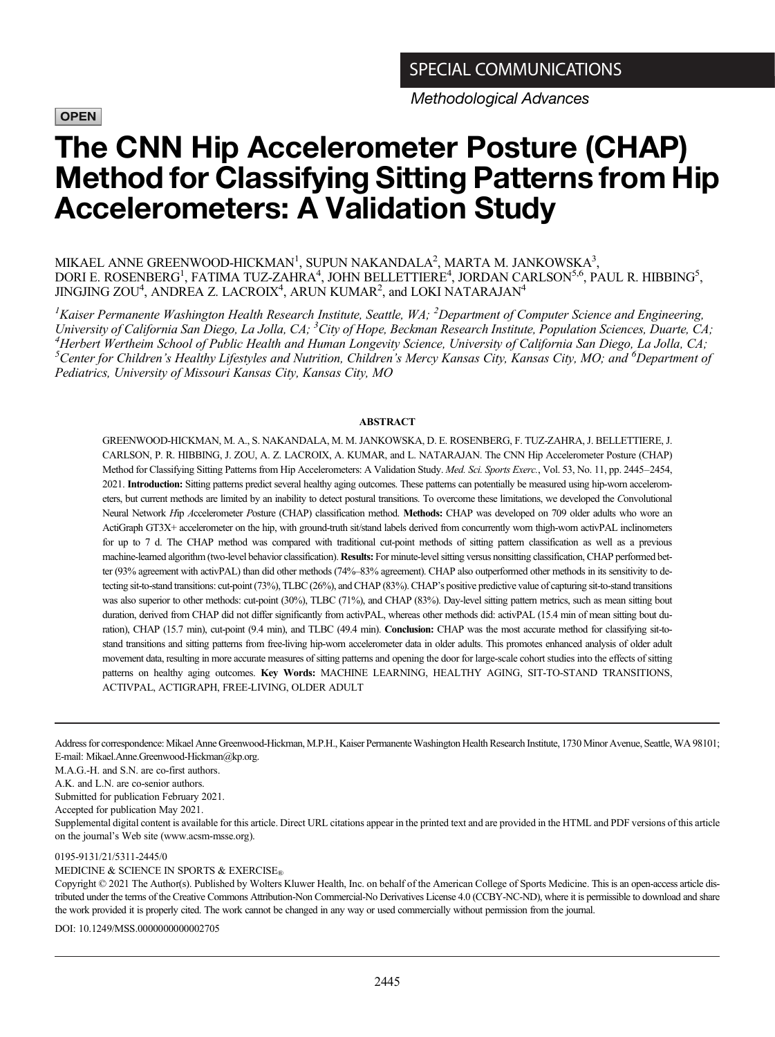SPECIAL COMMUNICATIONS

*Methodological Advances*

OPEN

# The CNN Hip Accelerometer Posture (CHAP) Method for Classifying Sitting Patterns from Hip Accelerometers: A Validation Study

MIKAEL ANNE GREENWOOD-HICKMAN[1], SUPUN NAKANDALA[2], MARTA M. JANKOWSKA[3], DORI E. ROSENBERG[1], FATIMA TUZ-ZAHRA[4], JOHN BELLETTIERE[4], JORDAN CARLSON[5,6], PAUL R. HIBBING[5], JINGJING ZOU[4], ANDREA Z. LACROIX[4], ARUN KUMAR[2], and LOKI NATARAJAN[4]

*[1]Kaiser Permanente Washington Health Research Institute, Seattle, WA; [2]Department of Computer Science and Engineering, University of California San Diego, La Jolla, CA; [3]City of Hope, Beckman Research Institute, Population Sciences, Duarte, CA; [4]Herbert Wertheim School of Public Health and Human Longevity Science, University of California San Diego, La Jolla, CA; [5]Center for Children's Healthy Lifestyles and Nutrition, Children's Mercy Kansas City, Kansas City, MO; and [6]Department of Pediatrics, University of Missouri Kansas City, Kansas City, MO*

## ABSTRACT

GREENWOOD-HICKMAN, M. A., S. NAKANDALA, M. M. JANKOWSKA, D. E. ROSENBERG, F. TUZ-ZAHRA, J. BELLETTIERE, J. CARLSON, P. R. HIBBING, J. ZOU, A. Z. LACROIX, A. KUMAR, and L. NATARAJAN. The CNN Hip Accelerometer Posture (CHAP) Method for Classifying Sitting Patterns from Hip Accelerometers: A Validation Study. *Med. Sci. Sports Exerc.*, Vol. 53, No. 11, pp. 2445–2454, 2021. **Introduction:** Sitting patterns predict several healthy aging outcomes. These patterns can potentially be measured using hip-worn accelerometers, but current methods are limited by an inability to detect postural transitions. To overcome these limitations, we developed the *C*onvolutional Neural Network *H*ip *A*ccelerometer *P*osture (CHAP) classification method. **Methods:** CHAP was developed on 709 older adults who wore an ActiGraph GT3X+ accelerometer on the hip, with ground-truth sit/stand labels derived from concurrently worn thigh-worn activPAL inclinometers for up to 7 d. The CHAP method was compared with traditional cut-point methods of sitting pattern classification as well as a previous machine-learned algorithm (two-level behavior classification). **Results:** For minute-level sitting versus nonsitting classification, CHAP performed better (93% agreement with activPAL) than did other methods (74%–83% agreement). CHAP also outperformed other methods in its sensitivity to detecting sit-to-stand transitions: cut-point (73%), TLBC (26%), and CHAP (83%). CHAP's positive predictive value of capturing sit-to-stand transitions was also superior to other methods: cut-point (30%), TLBC (71%), and CHAP (83%). Day-level sitting pattern metrics, such as mean sitting bout duration, derived from CHAP did not differ significantly from activPAL, whereas other methods did: activPAL (15.4 min of mean sitting bout duration), CHAP (15.7 min), cut-point (9.4 min), and TLBC (49.4 min). **Conclusion:** CHAP was the most accurate method for classifying sit-to-stand transitions and sitting patterns from free-living hip-worn accelerometer data in older adults. This promotes enhanced analysis of older adult movement data, resulting in more accurate measures of sitting patterns and opening the door for large-scale cohort studies into the effects of sitting patterns on healthy aging outcomes. **Key Words:** MACHINE LEARNING, HEALTHY AGING, SIT-TO-STAND TRANSITIONS, ACTIVPAL, ACTIGRAPH, FREE-LIVING, OLDER ADULT

---

Address for correspondence: Mikael Anne Greenwood-Hickman, M.P.H., Kaiser Permanente Washington Health Research Institute, 1730 Minor Avenue, Seattle, WA 98101; E-mail: Mikael.Anne.Greenwood-Hickman@kp.org.

M.A.G.-H. and S.N. are co-first authors.

A.K. and L.N. are co-senior authors.

Submitted for publication February 2021.

Accepted for publication May 2021.

Supplemental digital content is available for this article. Direct URL citations appear in the printed text and are provided in the HTML and PDF versions of this article on the journal's Web site (www.acsm-msse.org).

0195-9131/21/5311-2445/0

MEDICINE & SCIENCE IN SPORTS & EXERCISE®

Copyright © 2021 The Author(s). Published by Wolters Kluwer Health, Inc. on behalf of the American College of Sports Medicine. This is an open-access article distributed under the terms of the Creative Commons Attribution-Non Commercial-No Derivatives License 4.0 (CCBY-NC-ND), where it is permissible to download and share the work provided it is properly cited. The work cannot be changed in any way or used commercially without permission from the journal.

DOI: 10.1249/MSS.0000000000002705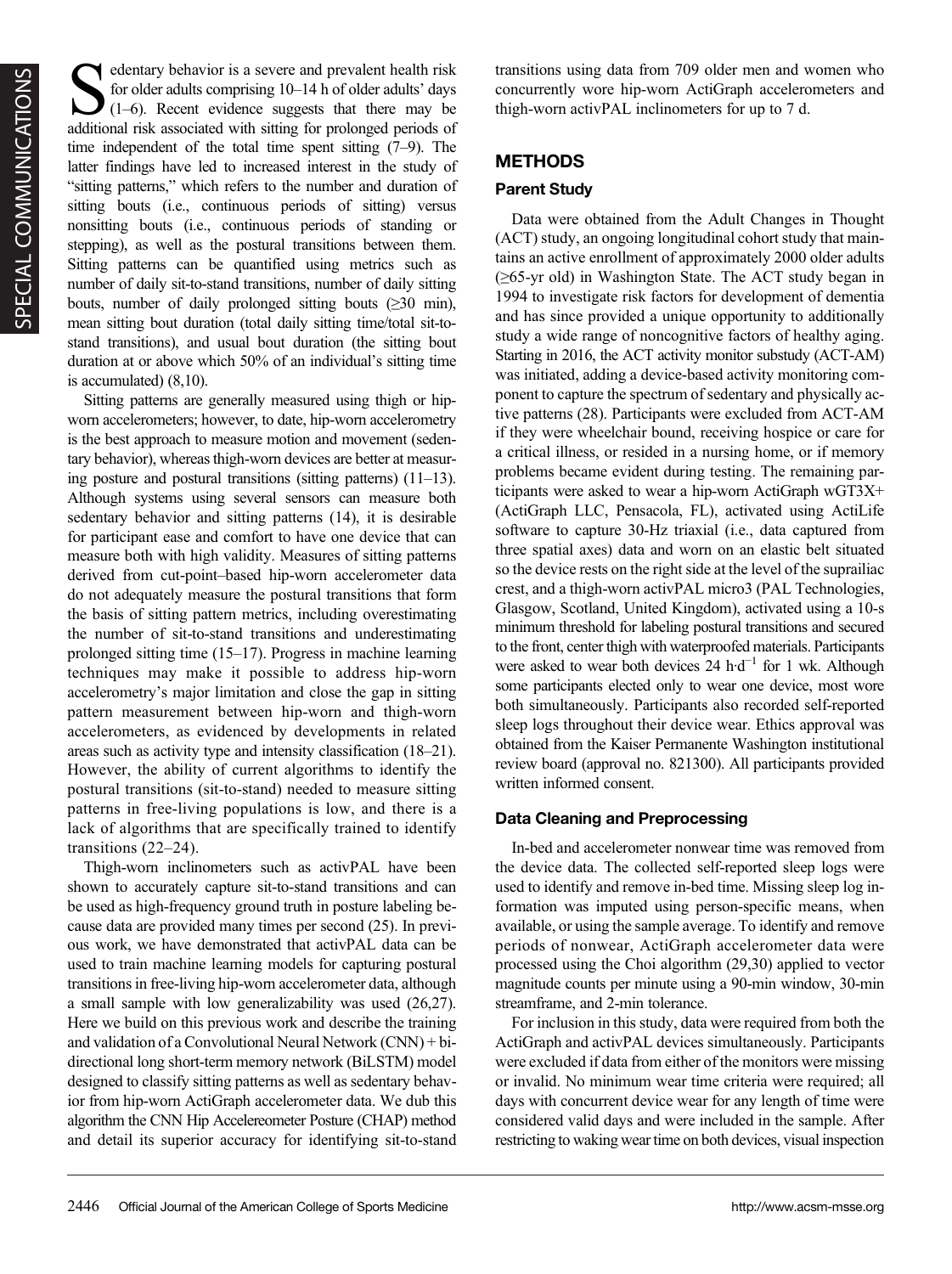Sedentary behavior is a severe and prevalent health risk for older adults comprising 10–14 h of older adults' days (1–6). Recent evidence suggests that there may be additional risk associated with sitting for prolonged periods of time independent of the total time spent sitting (7–9). The latter findings have led to increased interest in the study of "sitting patterns," which refers to the number and duration of sitting bouts (i.e., continuous periods of sitting) versus nonsitting bouts (i.e., continuous periods of standing or stepping), as well as the postural transitions between them. Sitting patterns can be quantified using metrics such as number of daily sit-to-stand transitions, number of daily sitting bouts, number of daily prolonged sitting bouts (≥30 min), mean sitting bout duration (total daily sitting time/total sit-to-stand transitions), and usual bout duration (the sitting bout duration at or above which 50% of an individual's sitting time is accumulated) (8,10).

Sitting patterns are generally measured using thigh or hip-worn accelerometers; however, to date, hip-worn accelerometry is the best approach to measure motion and movement (sedentary behavior), whereas thigh-worn devices are better at measuring posture and postural transitions (sitting patterns) (11–13). Although systems using several sensors can measure both sedentary behavior and sitting patterns (14), it is desirable for participant ease and comfort to have one device that can measure both with high validity. Measures of sitting patterns derived from cut-point–based hip-worn accelerometer data do not adequately measure the postural transitions that form the basis of sitting pattern metrics, including overestimating the number of sit-to-stand transitions and underestimating prolonged sitting time (15–17). Progress in machine learning techniques may make it possible to address hip-worn accelerometry's major limitation and close the gap in sitting pattern measurement between hip-worn and thigh-worn accelerometers, as evidenced by developments in related areas such as activity type and intensity classification (18–21). However, the ability of current algorithms to identify the postural transitions (sit-to-stand) needed to measure sitting patterns in free-living populations is low, and there is a lack of algorithms that are specifically trained to identify transitions (22–24).

Thigh-worn inclinometers such as activPAL have been shown to accurately capture sit-to-stand transitions and can be used as high-frequency ground truth in posture labeling because data are provided many times per second (25). In previous work, we have demonstrated that activPAL data can be used to train machine learning models for capturing postural transitions in free-living hip-worn accelerometer data, although a small sample with low generalizability was used (26,27). Here we build on this previous work and describe the training and validation of a Convolutional Neural Network (CNN) + bidirectional long short-term memory network (BiLSTM) model designed to classify sitting patterns as well as sedentary behavior from hip-worn ActiGraph accelerometer data. We dub this algorithm the CNN Hip Accelereometer Posture (CHAP) method and detail its superior accuracy for identifying sit-to-stand transitions using data from 709 older men and women who concurrently wore hip-worn ActiGraph accelerometers and thigh-worn activPAL inclinometers for up to 7 d.

## METHODS

### Parent Study

Data were obtained from the Adult Changes in Thought (ACT) study, an ongoing longitudinal cohort study that maintains an active enrollment of approximately 2000 older adults (≥65-yr old) in Washington State. The ACT study began in 1994 to investigate risk factors for development of dementia and has since provided a unique opportunity to additionally study a wide range of noncognitive factors of healthy aging. Starting in 2016, the ACT activity monitor substudy (ACT-AM) was initiated, adding a device-based activity monitoring component to capture the spectrum of sedentary and physically active patterns (28). Participants were excluded from ACT-AM if they were wheelchair bound, receiving hospice or care for a critical illness, or resided in a nursing home, or if memory problems became evident during testing. The remaining participants were asked to wear a hip-worn ActiGraph wGT3X+ (ActiGraph LLC, Pensacola, FL), activated using ActiLife software to capture 30-Hz triaxial (i.e., data captured from three spatial axes) data and worn on an elastic belt situated so the device rests on the right side at the level of the suprailiac crest, and a thigh-worn activPAL micro3 (PAL Technologies, Glasgow, Scotland, United Kingdom), activated using a 10-s minimum threshold for labeling postural transitions and secured to the front, center thigh with waterproofed materials. Participants were asked to wear both devices 24 $h \cdot d^{-1}$ for 1 wk. Although some participants elected only to wear one device, most wore both simultaneously. Participants also recorded self-reported sleep logs throughout their device wear. Ethics approval was obtained from the Kaiser Permanente Washington institutional review board (approval no. 821300). All participants provided written informed consent.

### Data Cleaning and Preprocessing

In-bed and accelerometer nonwear time was removed from the device data. The collected self-reported sleep logs were used to identify and remove in-bed time. Missing sleep log information was imputed using person-specific means, when available, or using the sample average. To identify and remove periods of nonwear, ActiGraph accelerometer data were processed using the Choi algorithm (29,30) applied to vector magnitude counts per minute using a 90-min window, 30-min streamframe, and 2-min tolerance.

For inclusion in this study, data were required from both the ActiGraph and activPAL devices simultaneously. Participants were excluded if data from either of the monitors were missing or invalid. No minimum wear time criteria were required; all days with concurrent device wear for any length of time were considered valid days and were included in the sample. After restricting to waking wear time on both devices, visual inspection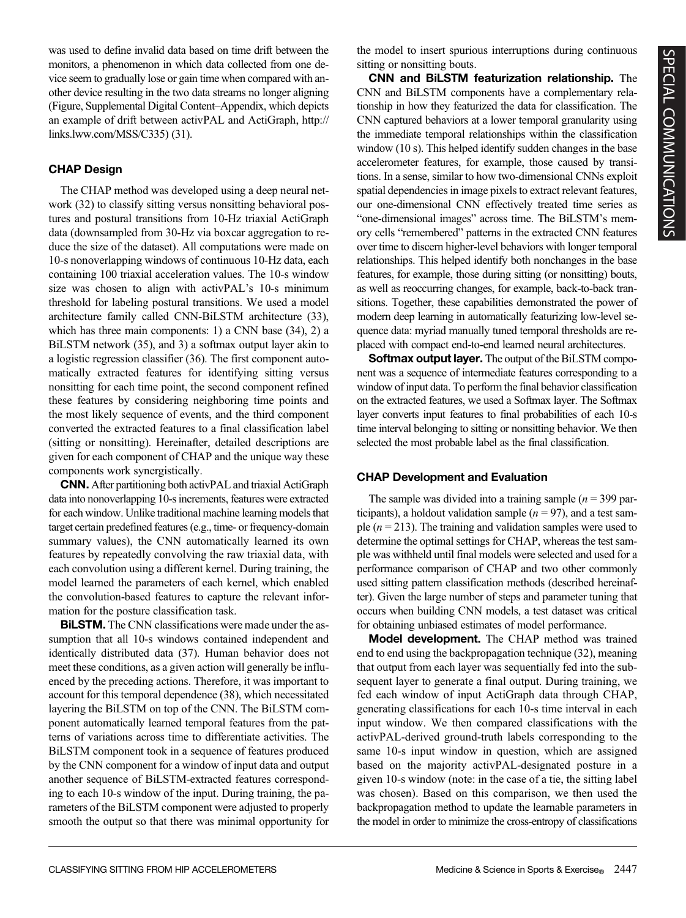was used to define invalid data based on time drift between the monitors, a phenomenon in which data collected from one device seem to gradually lose or gain time when compared with another device resulting in the two data streams no longer aligning (Figure, Supplemental Digital Content–Appendix, which depicts an example of drift between activPAL and ActiGraph, http://links.lww.com/MSS/C335) (31).

### CHAP Design

The CHAP method was developed using a deep neural network (32) to classify sitting versus nonsitting behavioral postures and postural transitions from 10-Hz triaxial ActiGraph data (downsampled from 30-Hz via boxcar aggregation to reduce the size of the dataset). All computations were made on 10-s nonoverlapping windows of continuous 10-Hz data, each containing 100 triaxial acceleration values. The 10-s window size was chosen to align with activPAL's 10-s minimum threshold for labeling postural transitions. We used a model architecture family called CNN-BiLSTM architecture (33), which has three main components: 1) a CNN base (34), 2) a BiLSTM network (35), and 3) a softmax output layer akin to a logistic regression classifier (36). The first component automatically extracted features for identifying sitting versus nonsitting for each time point, the second component refined these features by considering neighboring time points and the most likely sequence of events, and the third component converted the extracted features to a final classification label (sitting or nonsitting). Hereinafter, detailed descriptions are given for each component of CHAP and the unique way these components work synergistically.

**CNN.** After partitioning both activPAL and triaxial ActiGraph data into nonoverlapping 10-s increments, features were extracted for each window. Unlike traditional machine learning models that target certain predefined features (e.g., time- or frequency-domain summary values), the CNN automatically learned its own features by repeatedly convolving the raw triaxial data, with each convolution using a different kernel. During training, the model learned the parameters of each kernel, which enabled the convolution-based features to capture the relevant information for the posture classification task.

**BiLSTM.** The CNN classifications were made under the assumption that all 10-s windows contained independent and identically distributed data (37). Human behavior does not meet these conditions, as a given action will generally be influenced by the preceding actions. Therefore, it was important to account for this temporal dependence (38), which necessitated layering the BiLSTM on top of the CNN. The BiLSTM component automatically learned temporal features from the patterns of variations across time to differentiate activities. The BiLSTM component took in a sequence of features produced by the CNN component for a window of input data and output another sequence of BiLSTM-extracted features corresponding to each 10-s window of the input. During training, the parameters of the BiLSTM component were adjusted to properly smooth the output so that there was minimal opportunity for the model to insert spurious interruptions during continuous sitting or nonsitting bouts.

**CNN and BiLSTM featurization relationship.** The CNN and BiLSTM components have a complementary relationship in how they featurized the data for classification. The CNN captured behaviors at a lower temporal granularity using the immediate temporal relationships within the classification window (10 s). This helped identify sudden changes in the base accelerometer features, for example, those caused by transitions. In a sense, similar to how two-dimensional CNNs exploit spatial dependencies in image pixels to extract relevant features, our one-dimensional CNN effectively treated time series as "one-dimensional images" across time. The BiLSTM's memory cells "remembered" patterns in the extracted CNN features over time to discern higher-level behaviors with longer temporal relationships. This helped identify both nonchanges in the base features, for example, those during sitting (or nonsitting) bouts, as well as reoccurring changes, for example, back-to-back transitions. Together, these capabilities demonstrated the power of modern deep learning in automatically featurizing low-level sequence data: myriad manually tuned temporal thresholds are replaced with compact end-to-end learned neural architectures.

**Softmax output layer.** The output of the BiLSTM component was a sequence of intermediate features corresponding to a window of input data. To perform the final behavior classification on the extracted features, we used a Softmax layer. The Softmax layer converts input features to final probabilities of each 10-s time interval belonging to sitting or nonsitting behavior. We then selected the most probable label as the final classification.

### CHAP Development and Evaluation

The sample was divided into a training sample ($n$ = 399 participants), a holdout validation sample ($n$ = 97), and a test sample ($n$ = 213). The training and validation samples were used to determine the optimal settings for CHAP, whereas the test sample was withheld until final models were selected and used for a performance comparison of CHAP and two other commonly used sitting pattern classification methods (described hereinafter). Given the large number of steps and parameter tuning that occurs when building CNN models, a test dataset was critical for obtaining unbiased estimates of model performance.

**Model development.** The CHAP method was trained end to end using the backpropagation technique (32), meaning that output from each layer was sequentially fed into the subsequent layer to generate a final output. During training, we fed each window of input ActiGraph data through CHAP, generating classifications for each 10-s time interval in each input window. We then compared classifications with the activPAL-derived ground-truth labels corresponding to the same 10-s input window in question, which are assigned based on the majority activPAL-designated posture in a given 10-s window (note: in the case of a tie, the sitting label was chosen). Based on this comparison, we then used the backpropagation method to update the learnable parameters in the model in order to minimize the cross-entropy of classifications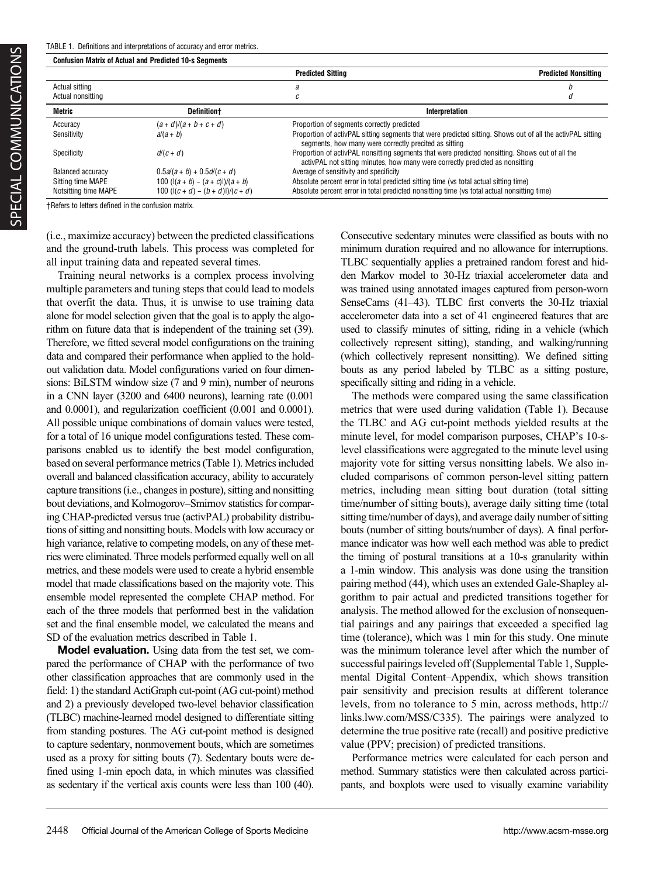TABLE 1. Definitions and interpretations of accuracy and error metrics.

**Confusion Matrix of Actual and Predicted 10-s Segments**

| | Predicted Sitting | Predicted Nonsitting |
|---|---|---|
| Actual sitting | $a$ | $b$ |
| Actual nonsitting | $c$ | $d$ |

| Metric | Definition† | Interpretation |
|---|---|---|
| Accuracy | $(a + d)/(a + b + c + d)$ | Proportion of segments correctly predicted |
| Sensitivity | $a/(a + b)$ | Proportion of activPAL sitting segments that were predicted sitting. Shows out of all the activPAL sitting segments, how many were correctly precited as sitting |
| Specificity | $d/(c + d)$ | Proportion of activPAL nonsitting segments that were predicted nonsitting. Shows out of all the activPAL not sitting minutes, how many were correctly predicted as nonsitting |
| Balanced accuracy | $0.5a/(a + b) + 0.5d/(c + d)$ | Average of sensitivity and specificity |
| Sitting time MAPE | $100\ (\lvert(a + b) - (a + c)\rvert)/(a + b)$ | Absolute percent error in total predicted sitting time (vs total actual sitting time) |
| Notsitting time MAPE | $100\ (\lvert(c + d) - (b + d)\rvert)/(c + d)$ | Absolute percent error in total predicted nonsitting time (vs total actual nonsitting time) |

†Refers to letters defined in the confusion matrix.

(i.e., maximize accuracy) between the predicted classifications and the ground-truth labels. This process was completed for all input training data and repeated several times.

Training neural networks is a complex process involving multiple parameters and tuning steps that could lead to models that overfit the data. Thus, it is unwise to use training data alone for model selection given that the goal is to apply the algorithm on future data that is independent of the training set (39). Therefore, we fitted several model configurations on the training data and compared their performance when applied to the holdout validation data. Model configurations varied on four dimensions: BiLSTM window size (7 and 9 min), number of neurons in a CNN layer (3200 and 6400 neurons), learning rate (0.001 and 0.0001), and regularization coefficient (0.001 and 0.0001). All possible unique combinations of domain values were tested, for a total of 16 unique model configurations tested. These comparisons enabled us to identify the best model configuration, based on several performance metrics (Table 1). Metrics included overall and balanced classification accuracy, ability to accurately capture transitions (i.e., changes in posture), sitting and nonsitting bout deviations, and Kolmogorov–Smirnov statistics for comparing CHAP-predicted versus true (activPAL) probability distributions of sitting and nonsitting bouts. Models with low accuracy or high variance, relative to competing models, on any of these metrics were eliminated. Three models performed equally well on all metrics, and these models were used to create a hybrid ensemble model that made classifications based on the majority vote. This ensemble model represented the complete CHAP method. For each of the three models that performed best in the validation set and the final ensemble model, we calculated the means and SD of the evaluation metrics described in Table 1.

**Model evaluation.** Using data from the test set, we compared the performance of CHAP with the performance of two other classification approaches that are commonly used in the field: 1) the standard ActiGraph cut-point (AG cut-point) method and 2) a previously developed two-level behavior classification (TLBC) machine-learned model designed to differentiate sitting from standing postures. The AG cut-point method is designed to capture sedentary, nonmovement bouts, which are sometimes used as a proxy for sitting bouts (7). Sedentary bouts were defined using 1-min epoch data, in which minutes was classified as sedentary if the vertical axis counts were less than 100 (40). Consecutive sedentary minutes were classified as bouts with no minimum duration required and no allowance for interruptions. TLBC sequentially applies a pretrained random forest and hidden Markov model to 30-Hz triaxial accelerometer data and was trained using annotated images captured from person-worn SenseCams (41–43). TLBC first converts the 30-Hz triaxial accelerometer data into a set of 41 engineered features that are used to classify minutes of sitting, riding in a vehicle (which collectively represent sitting), standing, and walking/running (which collectively represent nonsitting). We defined sitting bouts as any period labeled by TLBC as a sitting posture, specifically sitting and riding in a vehicle.

The methods were compared using the same classification metrics that were used during validation (Table 1). Because the TLBC and AG cut-point methods yielded results at the minute level, for model comparison purposes, CHAP's 10-s-level classifications were aggregated to the minute level using majority vote for sitting versus nonsitting labels. We also included comparisons of common person-level sitting pattern metrics, including mean sitting bout duration (total sitting time/number of sitting bouts), average daily sitting time (total sitting time/number of days), and average daily number of sitting bouts (number of sitting bouts/number of days). A final performance indicator was how well each method was able to predict the timing of postural transitions at a 10-s granularity within a 1-min window. This analysis was done using the transition pairing method (44), which uses an extended Gale-Shapley algorithm to pair actual and predicted transitions together for analysis. The method allowed for the exclusion of nonsequential pairings and any pairings that exceeded a specified lag time (tolerance), which was 1 min for this study. One minute was the minimum tolerance level after which the number of successful pairings leveled off (Supplemental Table 1, Supplemental Digital Content–Appendix, which shows transition pair sensitivity and precision results at different tolerance levels, from no tolerance to 5 min, across methods, http://links.lww.com/MSS/C335). The pairings were analyzed to determine the true positive rate (recall) and positive predictive value (PPV; precision) of predicted transitions.

Performance metrics were calculated for each person and method. Summary statistics were then calculated across participants, and boxplots were used to visually examine variability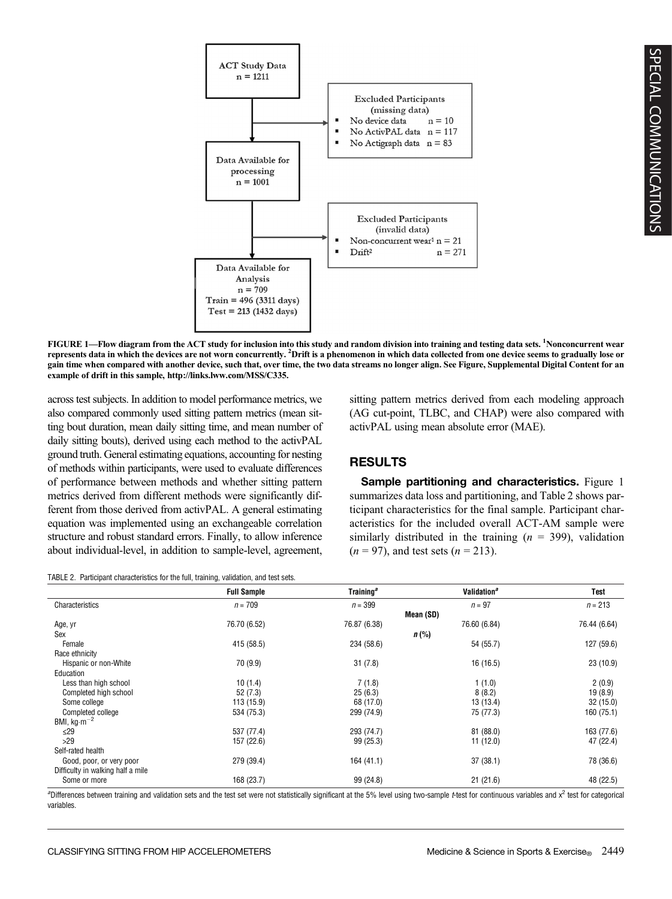ACT Study Data
n = 1211

Excluded Participants
(missing data)
- No device data n = 10
- No ActivPAL data n = 117
- No Actigraph data n = 83

Data Available for processing
n = 1001

Excluded Participants
(invalid data)
- Non-concurrent wear[1] n = 21
- Drift[2] n = 271

Data Available for Analysis
n = 709
Train = 496 (3311 days)
Test = 213 (1432 days)

**FIGURE 1—Flow diagram from the ACT study for inclusion into this study and random division into training and testing data sets. [1]Nonconcurrent wear represents data in which the devices are not worn concurrently. [2]Drift is a phenomenon in which data collected from one device seems to gradually lose or gain time when compared with another device, such that, over time, the two data streams no longer align. See Figure, Supplemental Digital Content for an example of drift in this sample, http://links.lww.com/MSS/C335.**

across test subjects. In addition to model performance metrics, we also compared commonly used sitting pattern metrics (mean sitting bout duration, mean daily sitting time, and mean number of daily sitting bouts), derived using each method to the activPAL ground truth. General estimating equations, accounting for nesting of methods within participants, were used to evaluate differences of performance between methods and whether sitting pattern metrics derived from different methods were significantly different from those derived from activPAL. A general estimating equation was implemented using an exchangeable correlation structure and robust standard errors. Finally, to allow inference about individual-level, in addition to sample-level, agreement, sitting pattern metrics derived from each modeling approach (AG cut-point, TLBC, and CHAP) were also compared with activPAL using mean absolute error (MAE).

## RESULTS

**Sample partitioning and characteristics.** Figure 1 summarizes data loss and partitioning, and Table 2 shows participant characteristics for the final sample. Participant characteristics for the included overall ACT-AM sample were similarly distributed in the training ($n$ = 399), validation ($n$ = 97), and test sets ($n$ = 213).

TABLE 2. Participant characteristics for the full, training, validation, and test sets.

| | Full Sample | Training[a] | Validation[a] | Test |
|---|---|---|---|---|
| Characteristics | $n$ = 709 | $n$ = 399 | $n$ = 97 | $n$ = 213 |
| | | Mean (SD) | | |
| Age, yr | 76.70 (6.52) | 76.87 (6.38) | 76.60 (6.84) | 76.44 (6.64) |
| Sex | | $n$ (%) | | |
| Female | 415 (58.5) | 234 (58.6) | 54 (55.7) | 127 (59.6) |
| Race ethnicity | | | | |
| Hispanic or non-White | 70 (9.9) | 31 (7.8) | 16 (16.5) | 23 (10.9) |
| Education | | | | |
| Less than high school | 10 (1.4) | 7 (1.8) | 1 (1.0) | 2 (0.9) |
| Completed high school | 52 (7.3) | 25 (6.3) | 8 (8.2) | 19 (8.9) |
| Some college | 113 (15.9) | 68 (17.0) | 13 (13.4) | 32 (15.0) |
| Completed college | 534 (75.3) | 299 (74.9) | 75 (77.3) | 160 (75.1) |
| BMI, kg·m$^{-2}$ | | | | |
| ≤29 | 537 (77.4) | 293 (74.7) | 81 (88.0) | 163 (77.6) |
| >29 | 157 (22.6) | 99 (25.3) | 11 (12.0) | 47 (22.4) |
| Self-rated health | | | | |
| Good, poor, or very poor | 279 (39.4) | 164 (41.1) | 37 (38.1) | 78 (36.6) |
| Difficulty in walking half a mile | | | | |
| Some or more | 168 (23.7) | 99 (24.8) | 21 (21.6) | 48 (22.5) |

[a]Differences between training and validation sets and the test set were not statistically significant at the 5% level using two-sample $t$-test for continuous variables and $\chi^2$ test for categorical variables.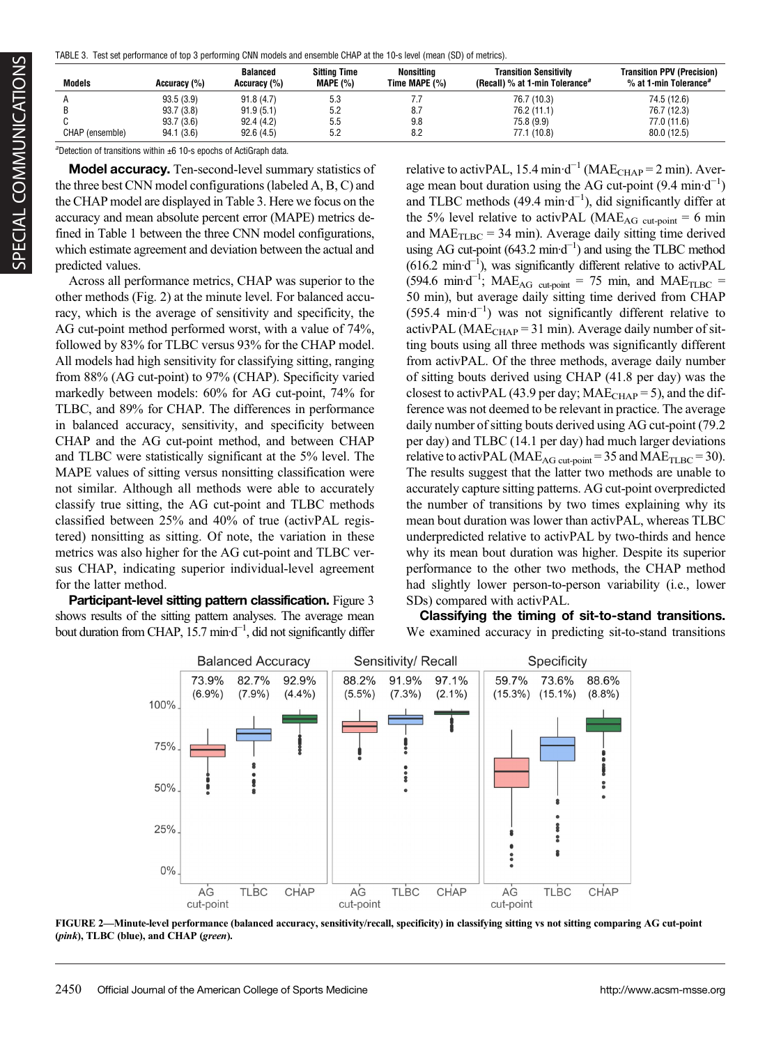TABLE 3. Test set performance of top 3 performing CNN models and ensemble CHAP at the 10-s level (mean (SD) of metrics).

| Models | Accuracy (%) | Balanced Accuracy (%) | Sitting Time MAPE (%) | Nonsitting Time MAPE (%) | Transition Sensitivity (Recall) % at 1-min Tolerance[a] | Transition PPV (Precision) % at 1-min Tolerance[a] |
|---|---|---|---|---|---|---|
| A | 93.5 (3.9) | 91.8 (4.7) | 5.3 | 7.7 | 76.7 (10.3) | 74.5 (12.6) |
| B | 93.7 (3.8) | 91.9 (5.1) | 5.2 | 8.7 | 76.2 (11.1) | 76.7 (12.3) |
| C | 93.7 (3.6) | 92.4 (4.2) | 5.5 | 9.8 | 75.8 (9.9) | 77.0 (11.6) |
| CHAP (ensemble) | 94.1 (3.6) | 92.6 (4.5) | 5.2 | 8.2 | 77.1 (10.8) | 80.0 (12.5) |

[a]Detection of transitions within ±6 10-s epochs of ActiGraph data.

**Model accuracy.** Ten-second-level summary statistics of the three best CNN model configurations (labeled A, B, C) and the CHAP model are displayed in Table 3. Here we focus on the accuracy and mean absolute percent error (MAPE) metrics defined in Table 1 between the three CNN model configurations, which estimate agreement and deviation between the actual and predicted values.

Across all performance metrics, CHAP was superior to the other methods (Fig. 2) at the minute level. For balanced accuracy, which is the average of sensitivity and specificity, the AG cut-point method performed worst, with a value of 74%, followed by 83% for TLBC versus 93% for the CHAP model. All models had high sensitivity for classifying sitting, ranging from 88% (AG cut-point) to 97% (CHAP). Specificity varied markedly between models: 60% for AG cut-point, 74% for TLBC, and 89% for CHAP. The differences in performance in balanced accuracy, sensitivity, and specificity between CHAP and the AG cut-point method, and between CHAP and TLBC were statistically significant at the 5% level. The MAPE values of sitting versus nonsitting classification were not similar. Although all methods were able to accurately classify true sitting, the AG cut-point and TLBC methods classified between 25% and 40% of true (activPAL registered) nonsitting as sitting. Of note, the variation in these metrics was also higher for the AG cut-point and TLBC versus CHAP, indicating superior individual-level agreement for the latter method.

**Participant-level sitting pattern classification.** Figure 3 shows results of the sitting pattern analyses. The average mean bout duration from CHAP, 15.7 $\text{min}\cdot\text{d}^{-1}$, did not significantly differ relative to activPAL, 15.4 $\text{min}\cdot\text{d}^{-1}$ ($MAE_{CHAP}$ = 2 min). Average mean bout duration using the AG cut-point (9.4 $\text{min}\cdot\text{d}^{-1}$) and TLBC methods (49.4 $\text{min}\cdot\text{d}^{-1}$), did significantly differ at the 5% level relative to activPAL ($MAE_{AG\ cut\text{-}point}$ = 6 min and $MAE_{TLBC}$ = 34 min). Average daily sitting time derived using AG cut-point (643.2 $\text{min}\cdot\text{d}^{-1}$) and using the TLBC method (616.2 $\text{min}\cdot\text{d}^{-1}$), was significantly different relative to activPAL (594.6 $\text{min}\cdot\text{d}^{-1}$; $MAE_{AG\ cut\text{-}point}$ = 75 min, and $MAE_{TLBC}$ = 50 min), but average daily sitting time derived from CHAP (595.4 $\text{min}\cdot\text{d}^{-1}$) was not significantly different relative to activPAL ($MAE_{CHAP}$ = 31 min). Average daily number of sitting bouts using all three methods was significantly different from activPAL. Of the three methods, average daily number of sitting bouts derived using CHAP (41.8 per day) was the closest to activPAL (43.9 per day; $MAE_{CHAP}$ = 5), and the difference was not deemed to be relevant in practice. The average daily number of sitting bouts derived using AG cut-point (79.2 per day) and TLBC (14.1 per day) had much larger deviations relative to activPAL ($MAE_{AG\ cut\text{-}point}$ = 35 and $MAE_{TLBC}$ = 30). The results suggest that the latter two methods are unable to accurately capture sitting patterns. AG cut-point overpredicted the number of transitions by two times explaining why its mean bout duration was lower than activPAL, whereas TLBC underpredicted relative to activPAL by two-thirds and hence why its mean bout duration was higher. Despite its superior performance to the other two methods, the CHAP method had slightly lower person-to-person variability (i.e., lower SDs) compared with activPAL.

**Classifying the timing of sit-to-stand transitions.** We examined accuracy in predicting sit-to-stand transitions

FIGURE 2—Minute-level performance (balanced accuracy, sensitivity/recall, specificity) in classifying sitting vs not sitting comparing AG cut-point (*pink*), TLBC (blue), and CHAP (*green*).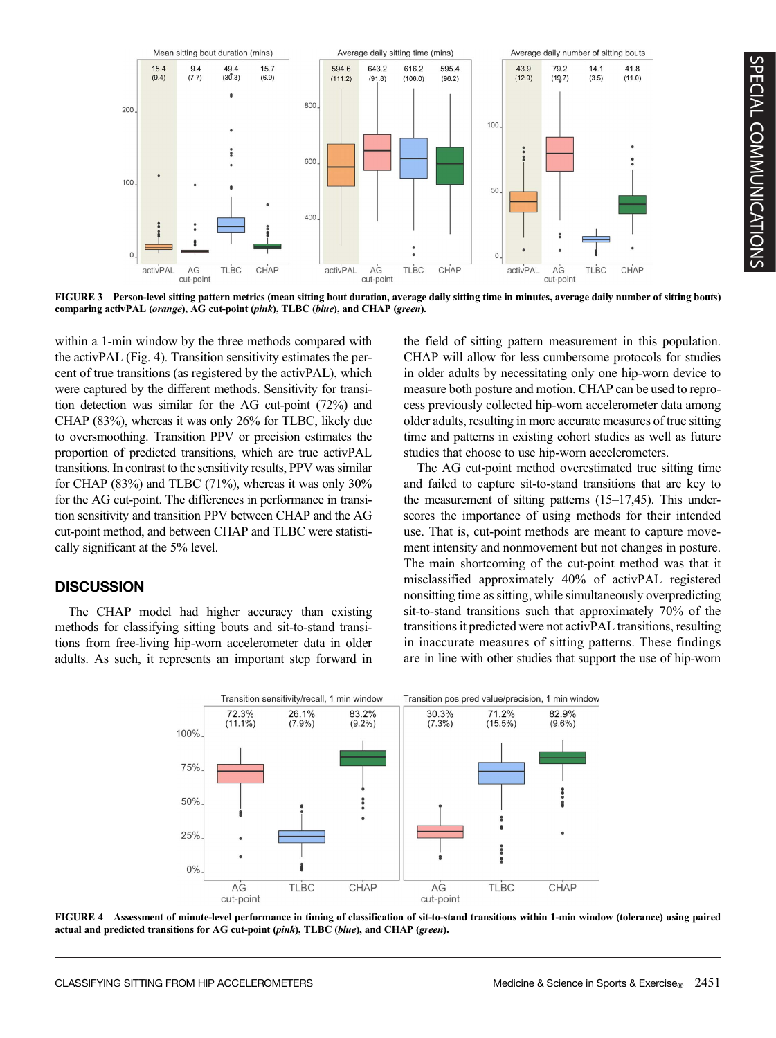FIGURE 3—Person-level sitting pattern metrics (mean sitting bout duration, average daily sitting time in minutes, average daily number of sitting bouts) comparing activPAL (*orange*), AG cut-point (*pink*), TLBC (*blue*), and CHAP (*green*).

within a 1-min window by the three methods compared with the activPAL (Fig. 4). Transition sensitivity estimates the percent of true transitions (as registered by the activPAL), which were captured by the different methods. Sensitivity for transition detection was similar for the AG cut-point (72%) and CHAP (83%), whereas it was only 26% for TLBC, likely due to oversmoothing. Transition PPV or precision estimates the proportion of predicted transitions, which are true activPAL transitions. In contrast to the sensitivity results, PPV was similar for CHAP (83%) and TLBC (71%), whereas it was only 30% for the AG cut-point. The differences in performance in transition sensitivity and transition PPV between CHAP and the AG cut-point method, and between CHAP and TLBC were statistically significant at the 5% level.

## DISCUSSION

The CHAP model had higher accuracy than existing methods for classifying sitting bouts and sit-to-stand transitions from free-living hip-worn accelerometer data in older adults. As such, it represents an important step forward in the field of sitting pattern measurement in this population. CHAP will allow for less cumbersome protocols for studies in older adults by necessitating only one hip-worn device to measure both posture and motion. CHAP can be used to reprocess previously collected hip-worn accelerometer data among older adults, resulting in more accurate measures of true sitting time and patterns in existing cohort studies as well as future studies that choose to use hip-worn accelerometers.

The AG cut-point method overestimated true sitting time and failed to capture sit-to-stand transitions that are key to the measurement of sitting patterns (15–17,45). This underscores the importance of using methods for their intended use. That is, cut-point methods are meant to capture movement intensity and nonmovement but not changes in posture. The main shortcoming of the cut-point method was that it misclassified approximately 40% of activPAL registered nonsitting time as sitting, while simultaneously overpredicting sit-to-stand transitions such that approximately 70% of the transitions it predicted were not activPAL transitions, resulting in inaccurate measures of sitting patterns. These findings are in line with other studies that support the use of hip-worn

FIGURE 4—Assessment of minute-level performance in timing of classification of sit-to-stand transitions within 1-min window (tolerance) using paired actual and predicted transitions for AG cut-point (*pink*), TLBC (*blue*), and CHAP (*green*).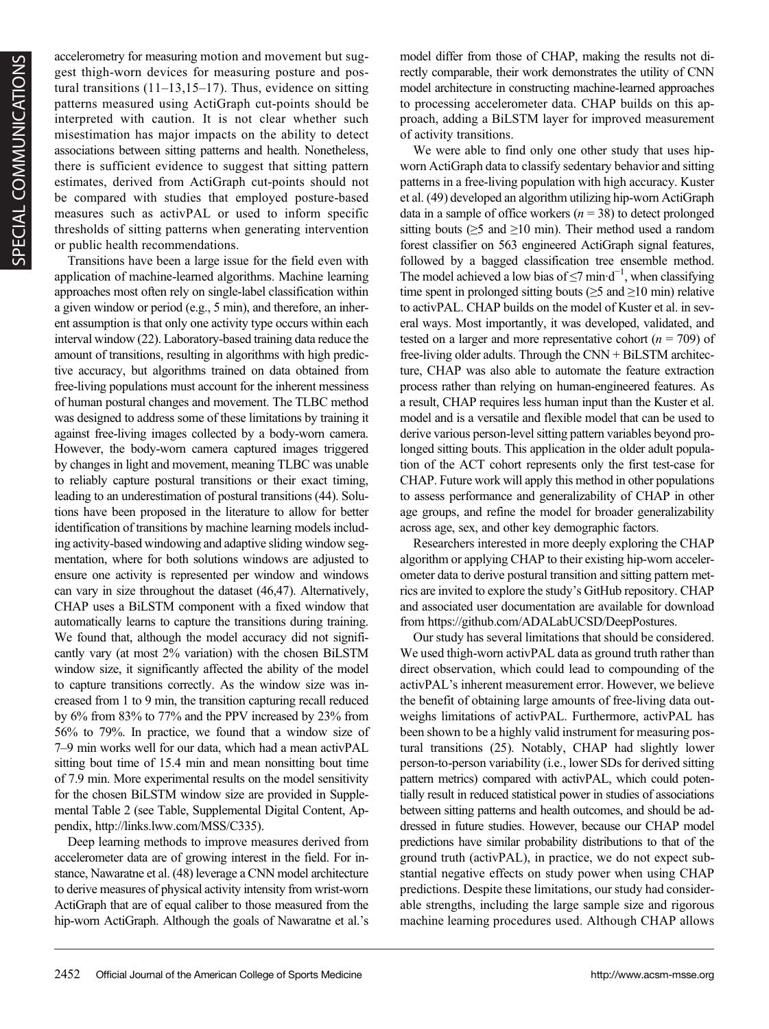accelerometry for measuring motion and movement but suggest thigh-worn devices for measuring posture and postural transitions (11–13,15–17). Thus, evidence on sitting patterns measured using ActiGraph cut-points should be interpreted with caution. It is not clear whether such misestimation has major impacts on the ability to detect associations between sitting patterns and health. Nonetheless, there is sufficient evidence to suggest that sitting pattern estimates, derived from ActiGraph cut-points should not be compared with studies that employed posture-based measures such as activPAL or used to inform specific thresholds of sitting patterns when generating intervention or public health recommendations.

Transitions have been a large issue for the field even with application of machine-learned algorithms. Machine learning approaches most often rely on single-label classification within a given window or period (e.g., 5 min), and therefore, an inherent assumption is that only one activity type occurs within each interval window (22). Laboratory-based training data reduce the amount of transitions, resulting in algorithms with high predictive accuracy, but algorithms trained on data obtained from free-living populations must account for the inherent messiness of human postural changes and movement. The TLBC method was designed to address some of these limitations by training it against free-living images collected by a body-worn camera. However, the body-worn camera captured images triggered by changes in light and movement, meaning TLBC was unable to reliably capture postural transitions or their exact timing, leading to an underestimation of postural transitions (44). Solutions have been proposed in the literature to allow for better identification of transitions by machine learning models including activity-based windowing and adaptive sliding window segmentation, where for both solutions windows are adjusted to ensure one activity is represented per window and windows can vary in size throughout the dataset (46,47). Alternatively, CHAP uses a BiLSTM component with a fixed window that automatically learns to capture the transitions during training. We found that, although the model accuracy did not significantly vary (at most 2% variation) with the chosen BiLSTM window size, it significantly affected the ability of the model to capture transitions correctly. As the window size was increased from 1 to 9 min, the transition capturing recall reduced by 6% from 83% to 77% and the PPV increased by 23% from 56% to 79%. In practice, we found that a window size of 7–9 min works well for our data, which had a mean activPAL sitting bout time of 15.4 min and mean nonsitting bout time of 7.9 min. More experimental results on the model sensitivity for the chosen BiLSTM window size are provided in Supplemental Table 2 (see Table, Supplemental Digital Content, Appendix, http://links.lww.com/MSS/C335).

Deep learning methods to improve measures derived from accelerometer data are of growing interest in the field. For instance, Nawaratne et al. (48) leverage a CNN model architecture to derive measures of physical activity intensity from wrist-worn ActiGraph that are of equal caliber to those measured from the hip-worn ActiGraph. Although the goals of Nawaratne et al.'s model differ from those of CHAP, making the results not directly comparable, their work demonstrates the utility of CNN model architecture in constructing machine-learned approaches to processing accelerometer data. CHAP builds on this approach, adding a BiLSTM layer for improved measurement of activity transitions.

We were able to find only one other study that uses hip-worn ActiGraph data to classify sedentary behavior and sitting patterns in a free-living population with high accuracy. Kuster et al. (49) developed an algorithm utilizing hip-worn ActiGraph data in a sample of office workers ($n$ = 38) to detect prolonged sitting bouts (≥5 and ≥10 min). Their method used a random forest classifier on 563 engineered ActiGraph signal features, followed by a bagged classification tree ensemble method. The model achieved a low bias of ≤7 min·d$^{-1}$, when classifying time spent in prolonged sitting bouts (≥5 and ≥10 min) relative to activPAL. CHAP builds on the model of Kuster et al. in several ways. Most importantly, it was developed, validated, and tested on a larger and more representative cohort ($n$ = 709) of free-living older adults. Through the CNN + BiLSTM architecture, CHAP was also able to automate the feature extraction process rather than relying on human-engineered features. As a result, CHAP requires less human input than the Kuster et al. model and is a versatile and flexible model that can be used to derive various person-level sitting pattern variables beyond prolonged sitting bouts. This application in the older adult population of the ACT cohort represents only the first test-case for CHAP. Future work will apply this method in other populations to assess performance and generalizability of CHAP in other age groups, and refine the model for broader generalizability across age, sex, and other key demographic factors.

Researchers interested in more deeply exploring the CHAP algorithm or applying CHAP to their existing hip-worn accelerometer data to derive postural transition and sitting pattern metrics are invited to explore the study's GitHub repository. CHAP and associated user documentation are available for download from https://github.com/ADALabUCSD/DeepPostures.

Our study has several limitations that should be considered. We used thigh-worn activPAL data as ground truth rather than direct observation, which could lead to compounding of the activPAL's inherent measurement error. However, we believe the benefit of obtaining large amounts of free-living data outweighs limitations of activPAL. Furthermore, activPAL has been shown to be a highly valid instrument for measuring postural transitions (25). Notably, CHAP had slightly lower person-to-person variability (i.e., lower SDs for derived sitting pattern metrics) compared with activPAL, which could potentially result in reduced statistical power in studies of associations between sitting patterns and health outcomes, and should be addressed in future studies. However, because our CHAP model predictions have similar probability distributions to that of the ground truth (activPAL), in practice, we do not expect substantial negative effects on study power when using CHAP predictions. Despite these limitations, our study had considerable strengths, including the large sample size and rigorous machine learning procedures used. Although CHAP allows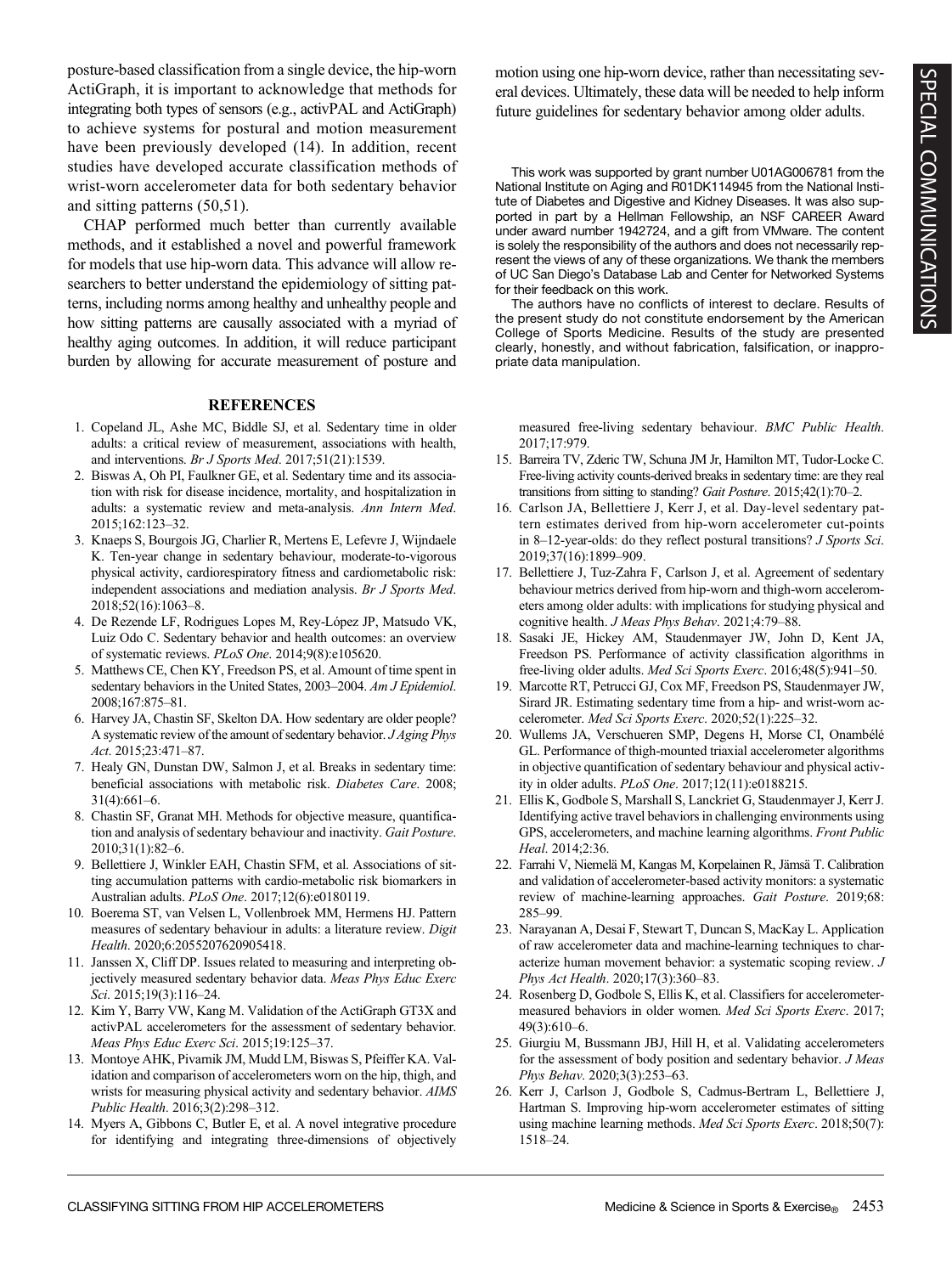posture-based classification from a single device, the hip-worn ActiGraph, it is important to acknowledge that methods for integrating both types of sensors (e.g., activPAL and ActiGraph) to achieve systems for postural and motion measurement have been previously developed (14). In addition, recent studies have developed accurate classification methods of wrist-worn accelerometer data for both sedentary behavior and sitting patterns (50,51).

CHAP performed much better than currently available methods, and it established a novel and powerful framework for models that use hip-worn data. This advance will allow researchers to better understand the epidemiology of sitting patterns, including norms among healthy and unhealthy people and how sitting patterns are causally associated with a myriad of healthy aging outcomes. In addition, it will reduce participant burden by allowing for accurate measurement of posture and motion using one hip-worn device, rather than necessitating several devices. Ultimately, these data will be needed to help inform future guidelines for sedentary behavior among older adults.

This work was supported by grant number U01AG006781 from the National Institute on Aging and R01DK114945 from the National Institute of Diabetes and Digestive and Kidney Diseases. It was also supported in part by a Hellman Fellowship, an NSF CAREER Award under award number 1942724, and a gift from VMware. The content is solely the responsibility of the authors and does not necessarily represent the views of any of these organizations. We thank the members of UC San Diego's Database Lab and Center for Networked Systems for their feedback on this work.

The authors have no conflicts of interest to declare. Results of the present study do not constitute endorsement by the American College of Sports Medicine. Results of the study are presented clearly, honestly, and without fabrication, falsification, or inappropriate data manipulation.

## REFERENCES

1. Copeland JL, Ashe MC, Biddle SJ, et al. Sedentary time in older adults: a critical review of measurement, associations with health, and interventions. *Br J Sports Med*. 2017;51(21):1539.
2. Biswas A, Oh PI, Faulkner GE, et al. Sedentary time and its association with risk for disease incidence, mortality, and hospitalization in adults: a systematic review and meta-analysis. *Ann Intern Med*. 2015;162:123–32.
3. Knaeps S, Bourgois JG, Charlier R, Mertens E, Lefevre J, Wijndaele K. Ten-year change in sedentary behaviour, moderate-to-vigorous physical activity, cardiorespiratory fitness and cardiometabolic risk: independent associations and mediation analysis. *Br J Sports Med*. 2018;52(16):1063–8.
4. De Rezende LF, Rodrigues Lopes M, Rey-López JP, Matsudo VK, Luiz Odo C. Sedentary behavior and health outcomes: an overview of systematic reviews. *PLoS One*. 2014;9(8):e105620.
5. Matthews CE, Chen KY, Freedson PS, et al. Amount of time spent in sedentary behaviors in the United States, 2003–2004. *Am J Epidemiol*. 2008;167:875–81.
6. Harvey JA, Chastin SF, Skelton DA. How sedentary are older people? A systematic review of the amount of sedentary behavior. *J Aging Phys Act*. 2015;23:471–87.
7. Healy GN, Dunstan DW, Salmon J, et al. Breaks in sedentary time: beneficial associations with metabolic risk. *Diabetes Care*. 2008;31(4):661–6.
8. Chastin SF, Granat MH. Methods for objective measure, quantification and analysis of sedentary behaviour and inactivity. *Gait Posture*. 2010;31(1):82–6.
9. Bellettiere J, Winkler EAH, Chastin SFM, et al. Associations of sitting accumulation patterns with cardio-metabolic risk biomarkers in Australian adults. *PLoS One*. 2017;12(6):e0180119.
10. Boerema ST, van Velsen L, Vollenbroek MM, Hermens HJ. Pattern measures of sedentary behaviour in adults: a literature review. *Digit Health*. 2020;6:2055207620905418.
11. Janssen X, Cliff DP. Issues related to measuring and interpreting objectively measured sedentary behavior data. *Meas Phys Educ Exerc Sci*. 2015;19(3):116–24.
12. Kim Y, Barry VW, Kang M. Validation of the ActiGraph GT3X and activPAL accelerometers for the assessment of sedentary behavior. *Meas Phys Educ Exerc Sci*. 2015;19:125–37.
13. Montoye AHK, Pivarnik JM, Mudd LM, Biswas S, Pfeiffer KA. Validation and comparison of accelerometers worn on the hip, thigh, and wrists for measuring physical activity and sedentary behavior. *AIMS Public Health*. 2016;3(2):298–312.
14. Myers A, Gibbons C, Butler E, et al. A novel integrative procedure for identifying and integrating three-dimensions of objectively measured free-living sedentary behaviour. *BMC Public Health*. 2017;17:979.
15. Barreira TV, Zderic TW, Schuna JM Jr, Hamilton MT, Tudor-Locke C. Free-living activity counts-derived breaks in sedentary time: are they real transitions from sitting to standing? *Gait Posture*. 2015;42(1):70–2.
16. Carlson JA, Bellettiere J, Kerr J, et al. Day-level sedentary pattern estimates derived from hip-worn accelerometer cut-points in 8–12-year-olds: do they reflect postural transitions? *J Sports Sci*. 2019;37(16):1899–909.
17. Bellettiere J, Tuz-Zahra F, Carlson J, et al. Agreement of sedentary behaviour metrics derived from hip-worn and thigh-worn accelerometers among older adults: with implications for studying physical and cognitive health. *J Meas Phys Behav*. 2021;4:79–88.
18. Sasaki JE, Hickey AM, Staudenmayer JW, John D, Kent JA, Freedson PS. Performance of activity classification algorithms in free-living older adults. *Med Sci Sports Exerc*. 2016;48(5):941–50.
19. Marcotte RT, Petrucci GJ, Cox MF, Freedson PS, Staudenmayer JW, Sirard JR. Estimating sedentary time from a hip- and wrist-worn accelerometer. *Med Sci Sports Exerc*. 2020;52(1):225–32.
20. Wullems JA, Verschueren SMP, Degens H, Morse CI, Onambélé GL. Performance of thigh-mounted triaxial accelerometer algorithms in objective quantification of sedentary behaviour and physical activity in older adults. *PLoS One*. 2017;12(11):e0188215.
21. Ellis K, Godbole S, Marshall S, Lanckriet G, Staudenmayer J, Kerr J. Identifying active travel behaviors in challenging environments using GPS, accelerometers, and machine learning algorithms. *Front Public Heal*. 2014;2:36.
22. Farrahi V, Niemelä M, Kangas M, Korpelainen R, Jämsä T. Calibration and validation of accelerometer-based activity monitors: a systematic review of machine-learning approaches. *Gait Posture*. 2019;68:285–99.
23. Narayanan A, Desai F, Stewart T, Duncan S, MacKay L. Application of raw accelerometer data and machine-learning techniques to characterize human movement behavior: a systematic scoping review. *J Phys Act Health*. 2020;17(3):360–83.
24. Rosenberg D, Godbole S, Ellis K, et al. Classifiers for accelerometer-measured behaviors in older women. *Med Sci Sports Exerc*. 2017;49(3):610–6.
25. Giurgiu M, Bussmann JBJ, Hill H, et al. Validating accelerometers for the assessment of body position and sedentary behavior. *J Meas Phys Behav*. 2020;3(3):253–63.
26. Kerr J, Carlson J, Godbole S, Cadmus-Bertram L, Bellettiere J, Hartman S. Improving hip-worn accelerometer estimates of sitting using machine learning methods. *Med Sci Sports Exerc*. 2018;50(7):1518–24.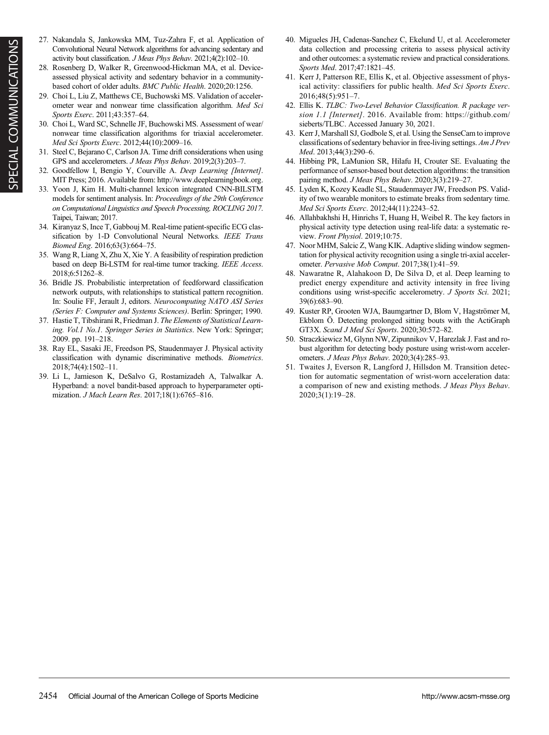27. Nakandala S, Jankowska MM, Tuz-Zahra F, et al. Application of Convolutional Neural Network algorithms for advancing sedentary and activity bout classification. *J Meas Phys Behav*. 2021;4(2):102–10.
28. Rosenberg D, Walker R, Greenwood-Hickman MA, et al. Device-assessed physical activity and sedentary behavior in a community-based cohort of older adults. *BMC Public Health*. 2020;20:1256.
29. Choi L, Liu Z, Matthews CE, Buchowski MS. Validation of accelerometer wear and nonwear time classification algorithm. *Med Sci Sports Exerc*. 2011;43:357–64.
30. Choi L, Ward SC, Schnelle JF, Buchowski MS. Assessment of wear/nonwear time classification algorithms for triaxial accelerometer. *Med Sci Sports Exerc*. 2012;44(10):2009–16.
31. Steel C, Bejarano C, Carlson JA. Time drift considerations when using GPS and accelerometers. *J Meas Phys Behav*. 2019;2(3):203–7.
32. Goodfellow I, Bengio Y, Courville A. *Deep Learning [Internet]*. MIT Press; 2016. Available from: http://www.deeplearningbook.org.
33. Yoon J, Kim H. Multi-channel lexicon integrated CNN-BILSTM models for sentiment analysis. In: *Proceedings of the 29th Conference on Computational Linguistics and Speech Processing, ROCLING 2017*. Taipei, Taiwan; 2017.
34. Kiranyaz S, Ince T, Gabbouj M. Real-time patient-specific ECG classification by 1-D Convolutional Neural Networks. *IEEE Trans Biomed Eng*. 2016;63(3):664–75.
35. Wang R, Liang X, Zhu X, Xie Y. A feasibility of respiration prediction based on deep Bi-LSTM for real-time tumor tracking. *IEEE Access*. 2018;6:51262–8.
36. Bridle JS. Probabilistic interpretation of feedforward classification network outputs, with relationships to statistical pattern recognition. In: Soulie FF, Jerault J, editors. *Neurocomputing NATO ASI Series (Series F: Computer and Systems Sciences)*. Berlin: Springer; 1990.
37. Hastie T, Tibshirani R, Friedman J. *The Elements of Statistical Learning. Vol.1 No.1. Springer Series in Statistics*. New York: Springer; 2009. pp. 191–218.
38. Ray EL, Sasaki JE, Freedson PS, Staudenmayer J. Physical activity classification with dynamic discriminative methods. *Biometrics*. 2018;74(4):1502–11.
39. Li L, Jamieson K, DeSalvo G, Rostamizadeh A, Talwalkar A. Hyperband: a novel bandit-based approach to hyperparameter optimization. *J Mach Learn Res*. 2017;18(1):6765–816.
40. Migueles JH, Cadenas-Sanchez C, Ekelund U, et al. Accelerometer data collection and processing criteria to assess physical activity and other outcomes: a systematic review and practical considerations. *Sports Med*. 2017;47:1821–45.
41. Kerr J, Patterson RE, Ellis K, et al. Objective assessment of physical activity: classifiers for public health. *Med Sci Sports Exerc*. 2016;48(5):951–7.
42. Ellis K. *TLBC: Two-Level Behavior Classification. R package version 1.1 [Internet]*. 2016. Available from: https://github.com/sieberts/TLBC. Accessed January 30, 2021.
43. Kerr J, Marshall SJ, Godbole S, et al. Using the SenseCam to improve classifications of sedentary behavior in free-living settings. *Am J Prev Med*. 2013;44(3):290–6.
44. Hibbing PR, LaMunion SR, Hilafu H, Crouter SE. Evaluating the performance of sensor-based bout detection algorithms: the transition pairing method. *J Meas Phys Behav*. 2020;3(3):219–27.
45. Lyden K, Kozey Keadle SL, Staudenmayer JW, Freedson PS. Validity of two wearable monitors to estimate breaks from sedentary time. *Med Sci Sports Exerc*. 2012;44(11):2243–52.
46. Allahbakhshi H, Hinrichs T, Huang H, Weibel R. The key factors in physical activity type detection using real-life data: a systematic review. *Front Physiol*. 2019;10:75.
47. Noor MHM, Salcic Z, Wang KIK. Adaptive sliding window segmentation for physical activity recognition using a single tri-axial accelerometer. *Pervasive Mob Comput*. 2017;38(1):41–59.
48. Nawaratne R, Alahakoon D, De Silva D, et al. Deep learning to predict energy expenditure and activity intensity in free living conditions using wrist-specific accelerometry. *J Sports Sci*. 2021; 39(6):683–90.
49. Kuster RP, Grooten WJA, Baumgartner D, Blom V, Hagströmer M, Ekblom Ö. Detecting prolonged sitting bouts with the ActiGraph GT3X. *Scand J Med Sci Sports*. 2020;30:572–82.
50. Straczkiewicz M, Glynn NW, Zipunnikov V, Harezlak J. Fast and robust algorithm for detecting body posture using wrist-worn accelerometers. *J Meas Phys Behav*. 2020;3(4):285–93.
51. Twaites J, Everson R, Langford J, Hillsdon M. Transition detection for automatic segmentation of wrist-worn acceleration data: a comparison of new and existing methods. *J Meas Phys Behav*. 2020;3(1):19–28.